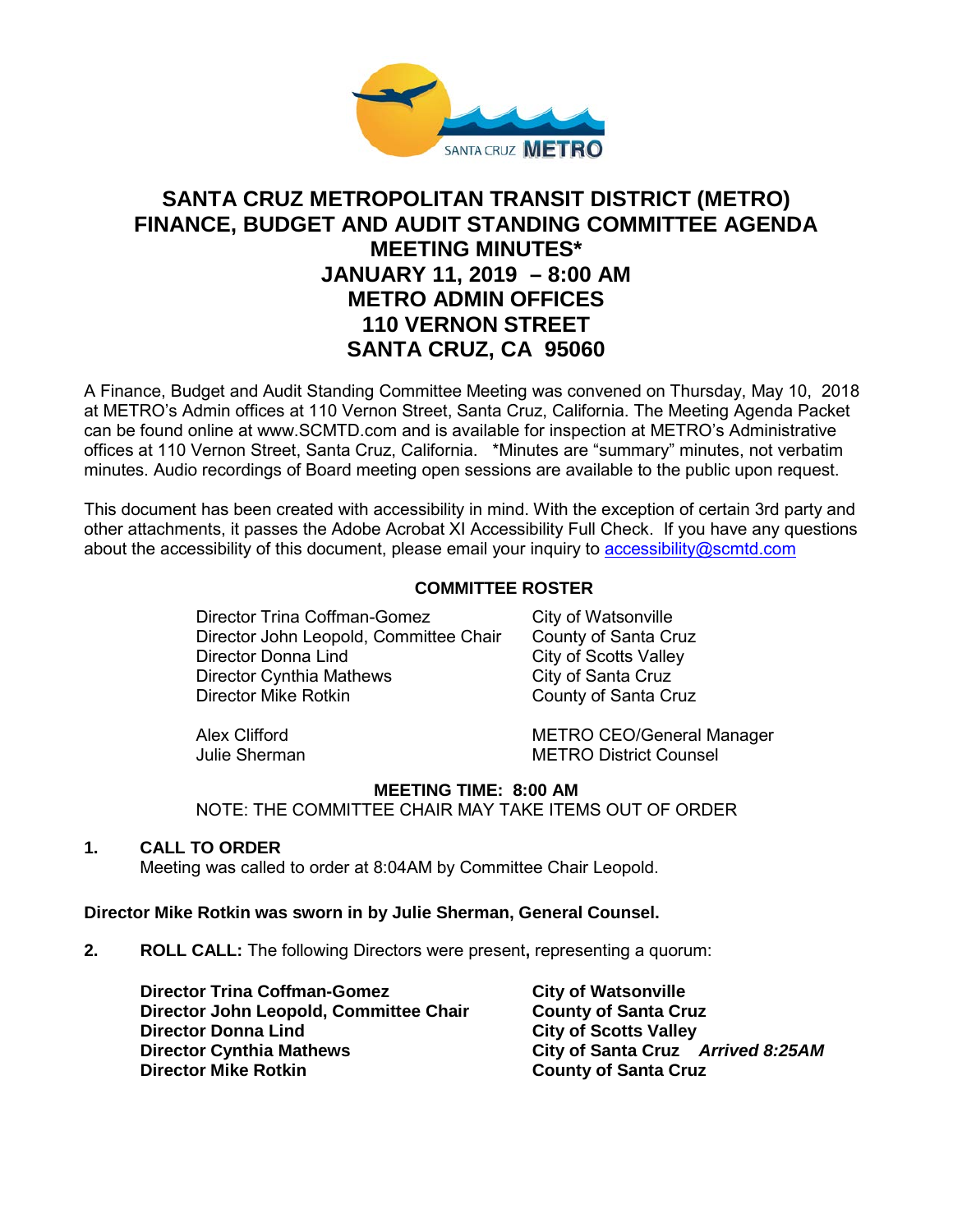# SANTA CRUZ METROPOLITAN TRANSIT DISTRICT (METRO) FINANCE, BUDGET AND AUDIT STANDING COMMITTEE AGENDA MEETING MINUTES*

## JANUARY 11, 2019 – 8:00 AM

## METRO ADMIN OFFICES

## 110 VERNON STREET

## SANTA CRUZ, CA 95060

A Finance, Budget and Audit Standing Committee Meeting was convened on Thursday, May 10, 2018 at METRO's Admin offices at 110 Vernon Street, Santa Cruz, California. The Meeting Agenda Packet can be found online at www.SCMTD.com and is available for inspection at METRO's Administrative offices at 110 Vernon Street, Santa Cruz, California. *Minutes are "summary" minutes, not verbatim minutes. Audio recordings of Board meeting open sessions are available to the public upon request.

This document has been created with accessibility in mind. With the exception of certain 3rd party and other attachments, it passes the Adobe Acrobat XI Accessibility Full Check. If you have any questions about the accessibility of this document, please email your inquiry to accessibility@scmtd.com

**COMMITTEE ROSTER**

| | |
|---|---|
| Director Trina Coffman-Gomez | City of Watsonville |
| Director John Leopold, Committee Chair | County of Santa Cruz |
| Director Donna Lind | City of Scotts Valley |
| Director Cynthia Mathews | City of Santa Cruz |
| Director Mike Rotkin | County of Santa Cruz |
| | |
| Alex Clifford | METRO CEO/General Manager |
| Julie Sherman | METRO District Counsel |

**MEETING TIME: 8:00 AM**

NOTE: THE COMMITTEE CHAIR MAY TAKE ITEMS OUT OF ORDER

**1. CALL TO ORDER**

Meeting was called to order at 8:04AM by Committee Chair Leopold.

**Director Mike Rotkin was sworn in by Julie Sherman, General Counsel.**

**2. ROLL CALL:** The following Directors were present**,** representing a quorum:

| | |
|---|---|
| **Director Trina Coffman-Gomez** | **City of Watsonville** |
| **Director John Leopold, Committee Chair** | **County of Santa Cruz** |
| **Director Donna Lind** | **City of Scotts Valley** |
| **Director Cynthia Mathews** | **City of Santa Cruz** ***Arrived 8:25AM*** |
| **Director Mike Rotkin** | **County of Santa Cruz** |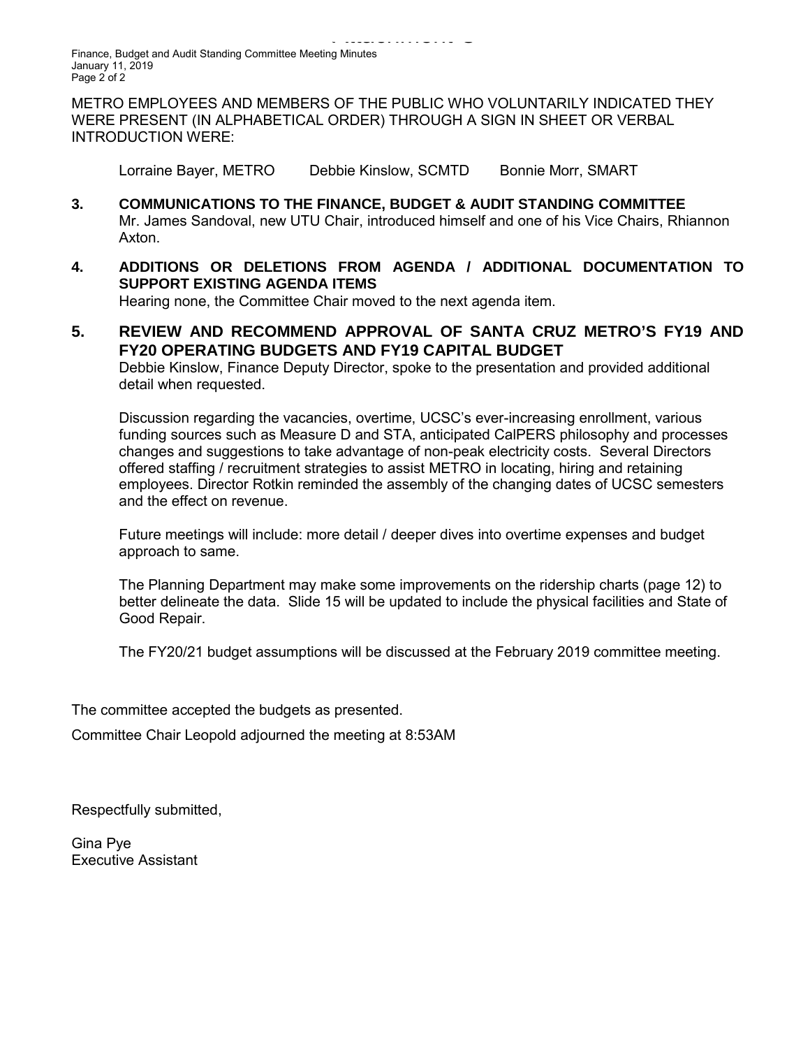METRO EMPLOYEES AND MEMBERS OF THE PUBLIC WHO VOLUNTARILY INDICATED THEY WERE PRESENT (IN ALPHABETICAL ORDER) THROUGH A SIGN IN SHEET OR VERBAL INTRODUCTION WERE:

Lorraine Bayer, METRO    Debbie Kinslow, SCMTD    Bonnie Morr, SMART

**3. COMMUNICATIONS TO THE FINANCE, BUDGET & AUDIT STANDING COMMITTEE**

Mr. James Sandoval, new UTU Chair, introduced himself and one of his Vice Chairs, Rhiannon Axton.

**4. ADDITIONS OR DELETIONS FROM AGENDA / ADDITIONAL DOCUMENTATION TO SUPPORT EXISTING AGENDA ITEMS**

Hearing none, the Committee Chair moved to the next agenda item.

**5. REVIEW AND RECOMMEND APPROVAL OF SANTA CRUZ METRO'S FY19 AND FY20 OPERATING BUDGETS AND FY19 CAPITAL BUDGET**

Debbie Kinslow, Finance Deputy Director, spoke to the presentation and provided additional detail when requested.

Discussion regarding the vacancies, overtime, UCSC's ever-increasing enrollment, various funding sources such as Measure D and STA, anticipated CalPERS philosophy and processes changes and suggestions to take advantage of non-peak electricity costs. Several Directors offered staffing / recruitment strategies to assist METRO in locating, hiring and retaining employees. Director Rotkin reminded the assembly of the changing dates of UCSC semesters and the effect on revenue.

Future meetings will include: more detail / deeper dives into overtime expenses and budget approach to same.

The Planning Department may make some improvements on the ridership charts (page 12) to better delineate the data. Slide 15 will be updated to include the physical facilities and State of Good Repair.

The FY20/21 budget assumptions will be discussed at the February 2019 committee meeting.

The committee accepted the budgets as presented.

Committee Chair Leopold adjourned the meeting at 8:53AM

Respectfully submitted,

Gina Pye
Executive Assistant